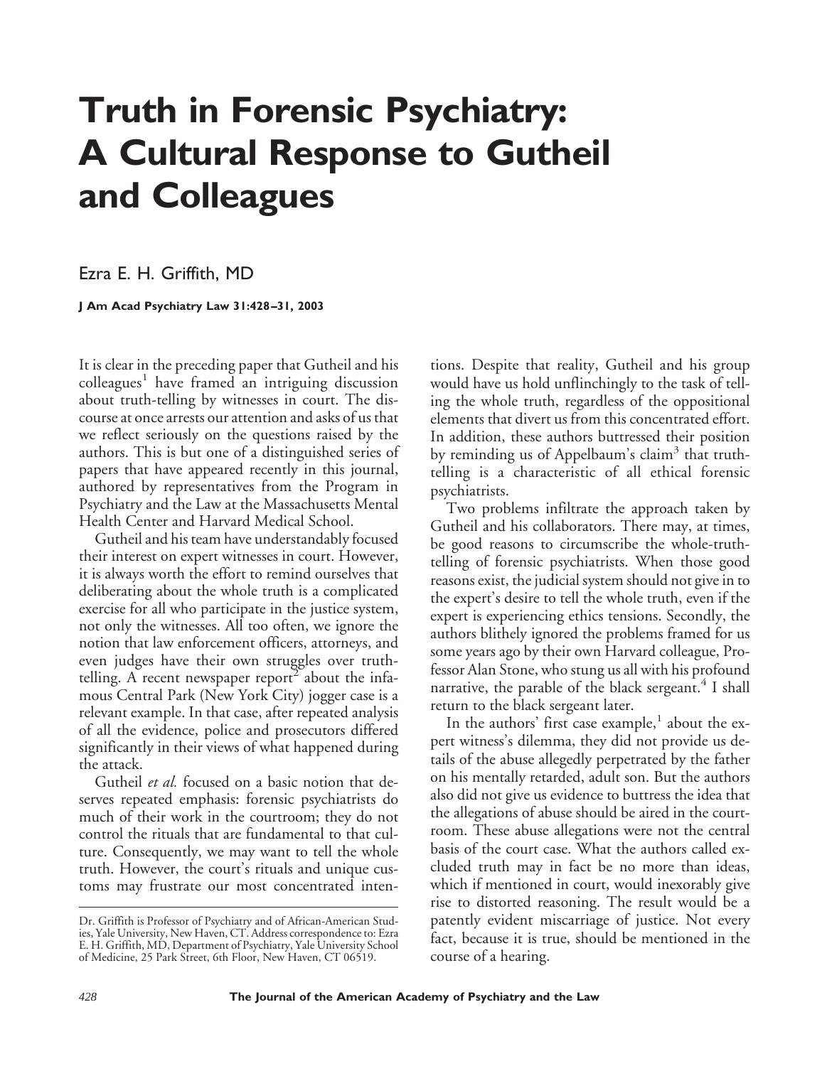# Truth in Forensic Psychiatry: A Cultural Response to Gutheil and Colleagues

Ezra E. H. Griffith, MD

**J Am Acad Psychiatry Law 31:428–31, 2003**

It is clear in the preceding paper that Gutheil and his colleagues[1] have framed an intriguing discussion about truth-telling by witnesses in court. The discourse at once arrests our attention and asks of us that we reflect seriously on the questions raised by the authors. This is but one of a distinguished series of papers that have appeared recently in this journal, authored by representatives from the Program in Psychiatry and the Law at the Massachusetts Mental Health Center and Harvard Medical School.

Gutheil and his team have understandably focused their interest on expert witnesses in court. However, it is always worth the effort to remind ourselves that deliberating about the whole truth is a complicated exercise for all who participate in the justice system, not only the witnesses. All too often, we ignore the notion that law enforcement officers, attorneys, and even judges have their own struggles over truth-telling. A recent newspaper report[2] about the infamous Central Park (New York City) jogger case is a relevant example. In that case, after repeated analysis of all the evidence, police and prosecutors differed significantly in their views of what happened during the attack.

Gutheil *et al.* focused on a basic notion that deserves repeated emphasis: forensic psychiatrists do much of their work in the courtroom; they do not control the rituals that are fundamental to that culture. Consequently, we may want to tell the whole truth. However, the court's rituals and unique customs may frustrate our most concentrated intentions. Despite that reality, Gutheil and his group would have us hold unflinchingly to the task of telling the whole truth, regardless of the oppositional elements that divert us from this concentrated effort. In addition, these authors buttressed their position by reminding us of Appelbaum's claim[3] that truth-telling is a characteristic of all ethical forensic psychiatrists.

Two problems infiltrate the approach taken by Gutheil and his collaborators. There may, at times, be good reasons to circumscribe the whole-truth-telling of forensic psychiatrists. When those good reasons exist, the judicial system should not give in to the expert's desire to tell the whole truth, even if the expert is experiencing ethics tensions. Secondly, the authors blithely ignored the problems framed for us some years ago by their own Harvard colleague, Professor Alan Stone, who stung us all with his profound narrative, the parable of the black sergeant.[4] I shall return to the black sergeant later.

In the authors' first case example,[1] about the expert witness's dilemma, they did not provide us details of the abuse allegedly perpetrated by the father on his mentally retarded, adult son. But the authors also did not give us evidence to buttress the idea that the allegations of abuse should be aired in the courtroom. These abuse allegations were not the central basis of the court case. What the authors called excluded truth may in fact be no more than ideas, which if mentioned in court, would inexorably give rise to distorted reasoning. The result would be a patently evident miscarriage of justice. Not every fact, because it is true, should be mentioned in the course of a hearing.

Dr. Griffith is Professor of Psychiatry and of African-American Studies, Yale University, New Haven, CT. Address correspondence to: Ezra E. H. Griffith, MD, Department of Psychiatry, Yale University School of Medicine, 25 Park Street, 6th Floor, New Haven, CT 06519.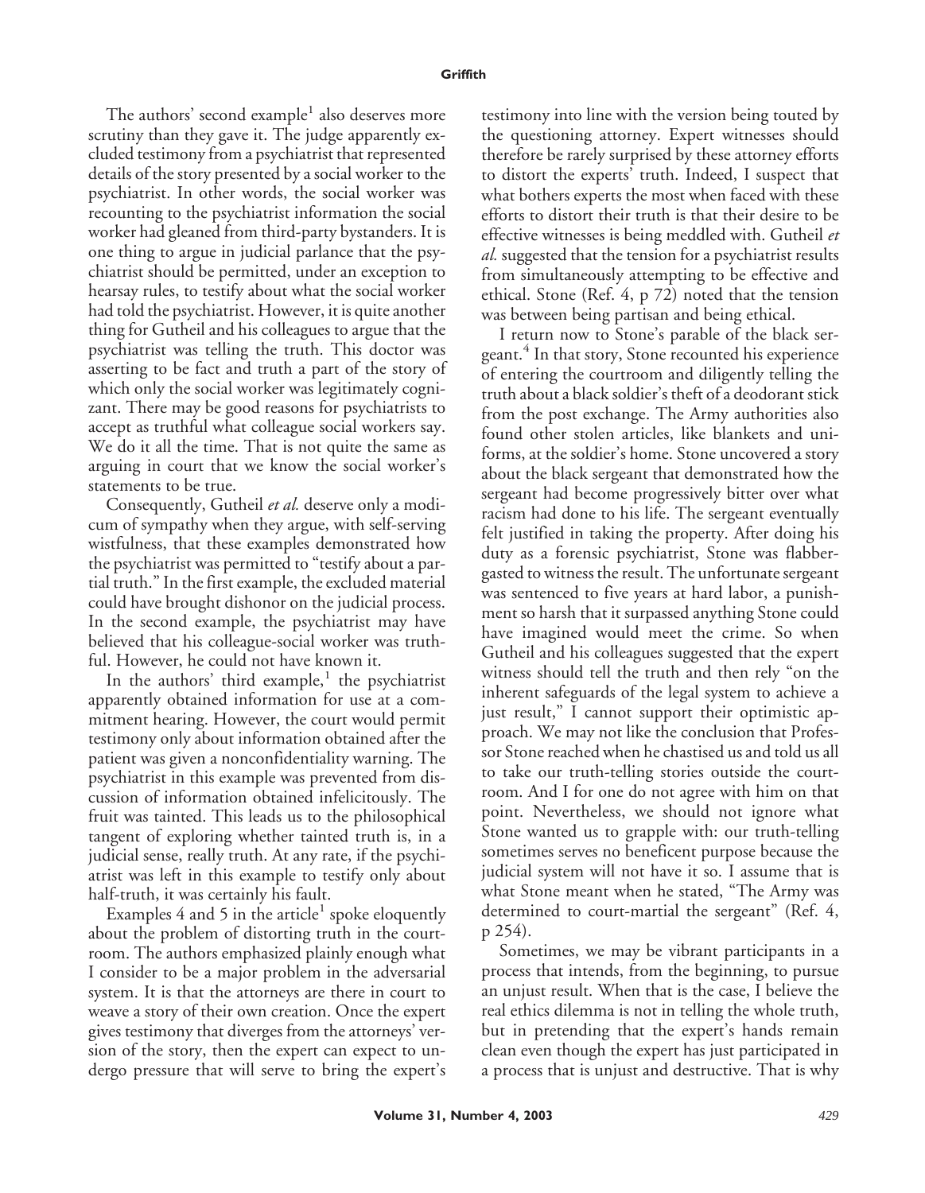The authors' second example[1] also deserves more scrutiny than they gave it. The judge apparently excluded testimony from a psychiatrist that represented details of the story presented by a social worker to the psychiatrist. In other words, the social worker was recounting to the psychiatrist information the social worker had gleaned from third-party bystanders. It is one thing to argue in judicial parlance that the psychiatrist should be permitted, under an exception to hearsay rules, to testify about what the social worker had told the psychiatrist. However, it is quite another thing for Gutheil and his colleagues to argue that the psychiatrist was telling the truth. This doctor was asserting to be fact and truth a part of the story of which only the social worker was legitimately cognizant. There may be good reasons for psychiatrists to accept as truthful what colleague social workers say. We do it all the time. That is not quite the same as arguing in court that we know the social worker's statements to be true.

Consequently, Gutheil *et al.* deserve only a modicum of sympathy when they argue, with self-serving wistfulness, that these examples demonstrated how the psychiatrist was permitted to "testify about a partial truth." In the first example, the excluded material could have brought dishonor on the judicial process. In the second example, the psychiatrist may have believed that his colleague-social worker was truthful. However, he could not have known it.

In the authors' third example,[1] the psychiatrist apparently obtained information for use at a commitment hearing. However, the court would permit testimony only about information obtained after the patient was given a nonconfidentiality warning. The psychiatrist in this example was prevented from discussion of information obtained infelicitously. The fruit was tainted. This leads us to the philosophical tangent of exploring whether tainted truth is, in a judicial sense, really truth. At any rate, if the psychiatrist was left in this example to testify only about half-truth, it was certainly his fault.

Examples 4 and 5 in the article[1] spoke eloquently about the problem of distorting truth in the courtroom. The authors emphasized plainly enough what I consider to be a major problem in the adversarial system. It is that the attorneys are there in court to weave a story of their own creation. Once the expert gives testimony that diverges from the attorneys' version of the story, then the expert can expect to undergo pressure that will serve to bring the expert's testimony into line with the version being touted by the questioning attorney. Expert witnesses should therefore be rarely surprised by these attorney efforts to distort the experts' truth. Indeed, I suspect that what bothers experts the most when faced with these efforts to distort their truth is that their desire to be effective witnesses is being meddled with. Gutheil *et al.* suggested that the tension for a psychiatrist results from simultaneously attempting to be effective and ethical. Stone (Ref. 4, p 72) noted that the tension was between being partisan and being ethical.

I return now to Stone's parable of the black sergeant.[4] In that story, Stone recounted his experience of entering the courtroom and diligently telling the truth about a black soldier's theft of a deodorant stick from the post exchange. The Army authorities also found other stolen articles, like blankets and uniforms, at the soldier's home. Stone uncovered a story about the black sergeant that demonstrated how the sergeant had become progressively bitter over what racism had done to his life. The sergeant eventually felt justified in taking the property. After doing his duty as a forensic psychiatrist, Stone was flabbergasted to witness the result. The unfortunate sergeant was sentenced to five years at hard labor, a punishment so harsh that it surpassed anything Stone could have imagined would meet the crime. So when Gutheil and his colleagues suggested that the expert witness should tell the truth and then rely "on the inherent safeguards of the legal system to achieve a just result," I cannot support their optimistic approach. We may not like the conclusion that Professor Stone reached when he chastised us and told us all to take our truth-telling stories outside the courtroom. And I for one do not agree with him on that point. Nevertheless, we should not ignore what Stone wanted us to grapple with: our truth-telling sometimes serves no beneficent purpose because the judicial system will not have it so. I assume that is what Stone meant when he stated, "The Army was determined to court-martial the sergeant" (Ref. 4, p 254).

Sometimes, we may be vibrant participants in a process that intends, from the beginning, to pursue an unjust result. When that is the case, I believe the real ethics dilemma is not in telling the whole truth, but in pretending that the expert's hands remain clean even though the expert has just participated in a process that is unjust and destructive. That is why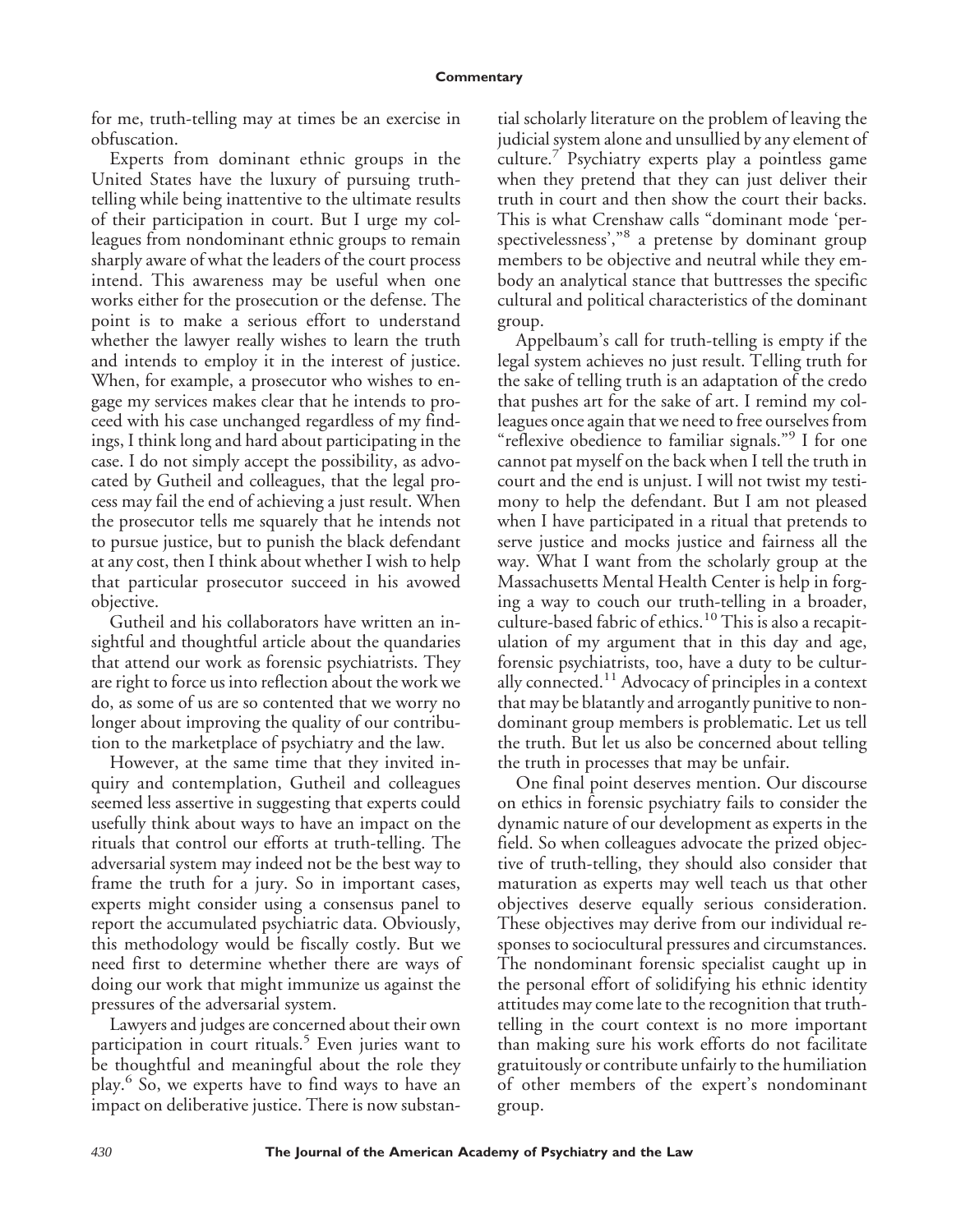for me, truth-telling may at times be an exercise in obfuscation.

Experts from dominant ethnic groups in the United States have the luxury of pursuing truth-telling while being inattentive to the ultimate results of their participation in court. But I urge my colleagues from nondominant ethnic groups to remain sharply aware of what the leaders of the court process intend. This awareness may be useful when one works either for the prosecution or the defense. The point is to make a serious effort to understand whether the lawyer really wishes to learn the truth and intends to employ it in the interest of justice. When, for example, a prosecutor who wishes to engage my services makes clear that he intends to proceed with his case unchanged regardless of my findings, I think long and hard about participating in the case. I do not simply accept the possibility, as advocated by Gutheil and colleagues, that the legal process may fail the end of achieving a just result. When the prosecutor tells me squarely that he intends not to pursue justice, but to punish the black defendant at any cost, then I think about whether I wish to help that particular prosecutor succeed in his avowed objective.

Gutheil and his collaborators have written an insightful and thoughtful article about the quandaries that attend our work as forensic psychiatrists. They are right to force us into reflection about the work we do, as some of us are so contented that we worry no longer about improving the quality of our contribution to the marketplace of psychiatry and the law.

However, at the same time that they invited inquiry and contemplation, Gutheil and colleagues seemed less assertive in suggesting that experts could usefully think about ways to have an impact on the rituals that control our efforts at truth-telling. The adversarial system may indeed not be the best way to frame the truth for a jury. So in important cases, experts might consider using a consensus panel to report the accumulated psychiatric data. Obviously, this methodology would be fiscally costly. But we need first to determine whether there are ways of doing our work that might immunize us against the pressures of the adversarial system.

Lawyers and judges are concerned about their own participation in court rituals.[5] Even juries want to be thoughtful and meaningful about the role they play.[6] So, we experts have to find ways to have an impact on deliberative justice. There is now substantial scholarly literature on the problem of leaving the judicial system alone and unsullied by any element of culture.[7] Psychiatry experts play a pointless game when they pretend that they can just deliver their truth in court and then show the court their backs. This is what Crenshaw calls "dominant mode 'perspectivelessness',"[8] a pretense by dominant group members to be objective and neutral while they embody an analytical stance that buttresses the specific cultural and political characteristics of the dominant group.

Appelbaum's call for truth-telling is empty if the legal system achieves no just result. Telling truth for the sake of telling truth is an adaptation of the credo that pushes art for the sake of art. I remind my colleagues once again that we need to free ourselves from "reflexive obedience to familiar signals."[9] I for one cannot pat myself on the back when I tell the truth in court and the end is unjust. I will not twist my testimony to help the defendant. But I am not pleased when I have participated in a ritual that pretends to serve justice and mocks justice and fairness all the way. What I want from the scholarly group at the Massachusetts Mental Health Center is help in forging a way to couch our truth-telling in a broader, culture-based fabric of ethics.[10] This is also a recapitulation of my argument that in this day and age, forensic psychiatrists, too, have a duty to be culturally connected.[11] Advocacy of principles in a context that may be blatantly and arrogantly punitive to nondominant group members is problematic. Let us tell the truth. But let us also be concerned about telling the truth in processes that may be unfair.

One final point deserves mention. Our discourse on ethics in forensic psychiatry fails to consider the dynamic nature of our development as experts in the field. So when colleagues advocate the prized objective of truth-telling, they should also consider that maturation as experts may well teach us that other objectives deserve equally serious consideration. These objectives may derive from our individual responses to sociocultural pressures and circumstances. The nondominant forensic specialist caught up in the personal effort of solidifying his ethnic identity attitudes may come late to the recognition that truth-telling in the court context is no more important than making sure his work efforts do not facilitate gratuitously or contribute unfairly to the humiliation of other members of the expert's nondominant group.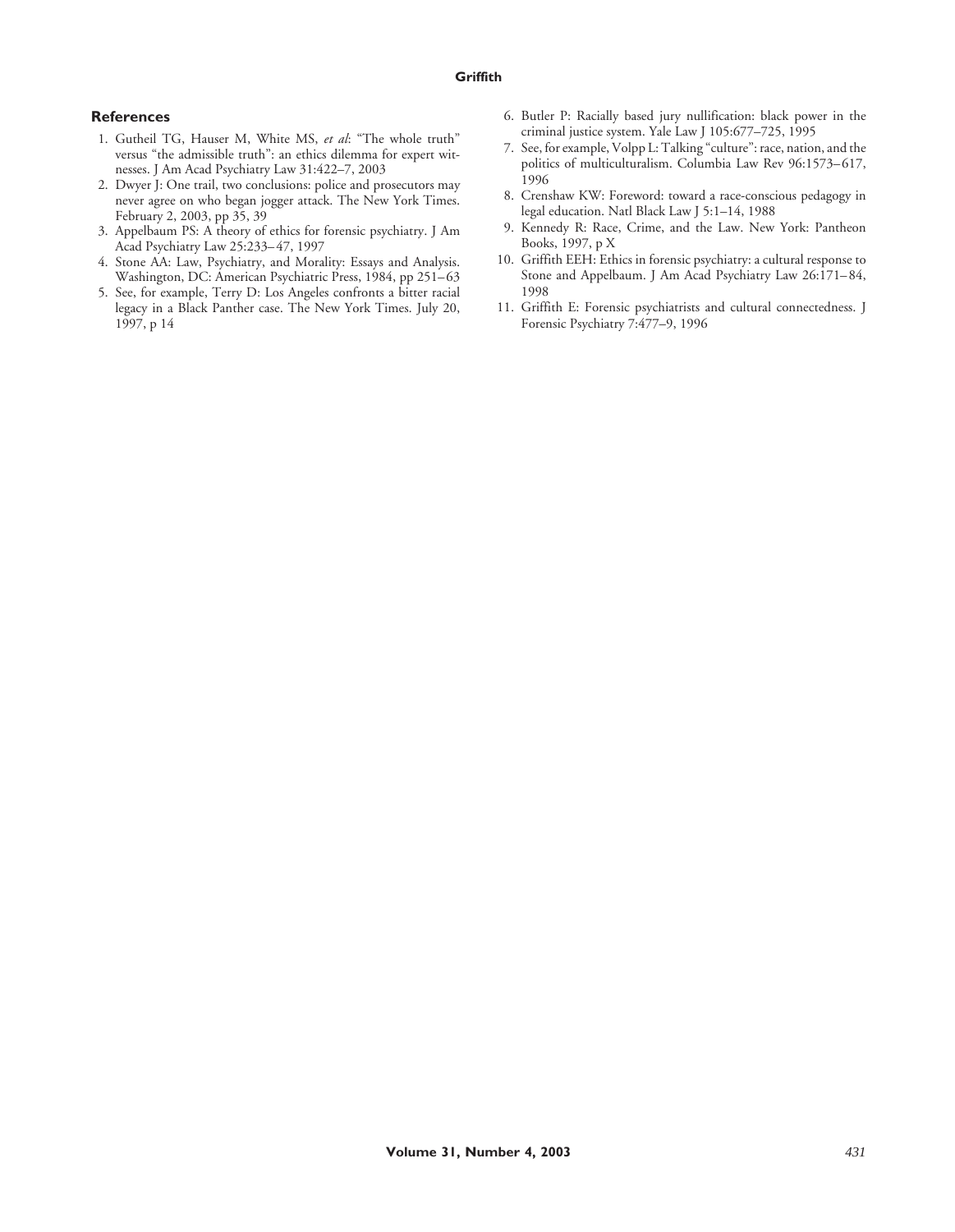## References

1. Gutheil TG, Hauser M, White MS, *et al*: "The whole truth" versus "the admissible truth": an ethics dilemma for expert witnesses. J Am Acad Psychiatry Law 31:422–7, 2003
2. Dwyer J: One trail, two conclusions: police and prosecutors may never agree on who began jogger attack. The New York Times. February 2, 2003, pp 35, 39
3. Appelbaum PS: A theory of ethics for forensic psychiatry. J Am Acad Psychiatry Law 25:233–47, 1997
4. Stone AA: Law, Psychiatry, and Morality: Essays and Analysis. Washington, DC: American Psychiatric Press, 1984, pp 251–63
5. See, for example, Terry D: Los Angeles confronts a bitter racial legacy in a Black Panther case. The New York Times. July 20, 1997, p 14
6. Butler P: Racially based jury nullification: black power in the criminal justice system. Yale Law J 105:677–725, 1995
7. See, for example, Volpp L: Talking "culture": race, nation, and the politics of multiculturalism. Columbia Law Rev 96:1573–617, 1996
8. Crenshaw KW: Foreword: toward a race-conscious pedagogy in legal education. Natl Black Law J 5:1–14, 1988
9. Kennedy R: Race, Crime, and the Law. New York: Pantheon Books, 1997, p X
10. Griffith EEH: Ethics in forensic psychiatry: a cultural response to Stone and Appelbaum. J Am Acad Psychiatry Law 26:171–84, 1998
11. Griffith E: Forensic psychiatrists and cultural connectedness. J Forensic Psychiatry 7:477–9, 1996